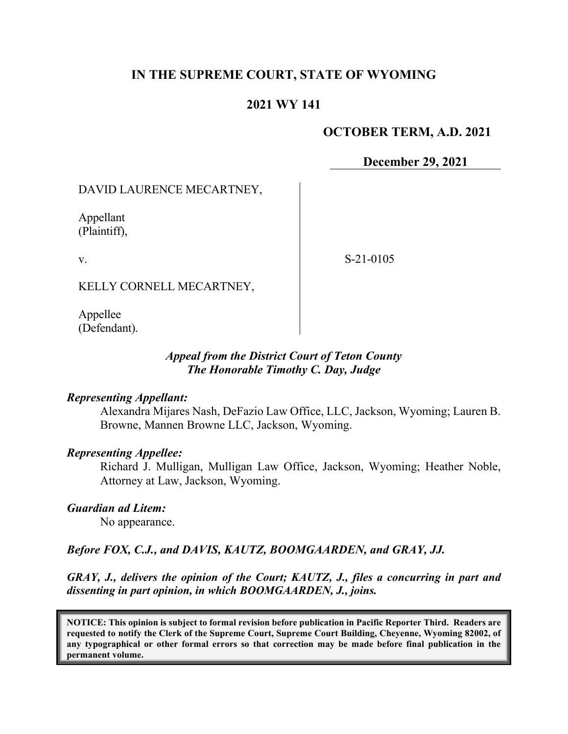# IN THE SUPREME COURT, STATE OF WYOMING

## 2021 WY 141

**OCTOBER TERM, A.D. 2021**

**December 29, 2021**

DAVID LAURENCE MECARTNEY,

Appellant
(Plaintiff),

v.

KELLY CORNELL MECARTNEY,

Appellee
(Defendant).

S-21-0105

***Appeal from the District Court of Teton County***
***The Honorable Timothy C. Day, Judge***

***Representing Appellant:***

Alexandra Mijares Nash, DeFazio Law Office, LLC, Jackson, Wyoming; Lauren B. Browne, Mannen Browne LLC, Jackson, Wyoming.

***Representing Appellee:***

Richard J. Mulligan, Mulligan Law Office, Jackson, Wyoming; Heather Noble, Attorney at Law, Jackson, Wyoming.

***Guardian ad Litem:***

No appearance.

***Before FOX, C.J., and DAVIS, KAUTZ, BOOMGAARDEN, and GRAY, JJ.***

***GRAY, J., delivers the opinion of the Court; KAUTZ, J., files a concurring in part and dissenting in part opinion, in which BOOMGAARDEN, J., joins.***

**NOTICE: This opinion is subject to formal revision before publication in Pacific Reporter Third. Readers are requested to notify the Clerk of the Supreme Court, Supreme Court Building, Cheyenne, Wyoming 82002, of any typographical or other formal errors so that correction may be made before final publication in the permanent volume.**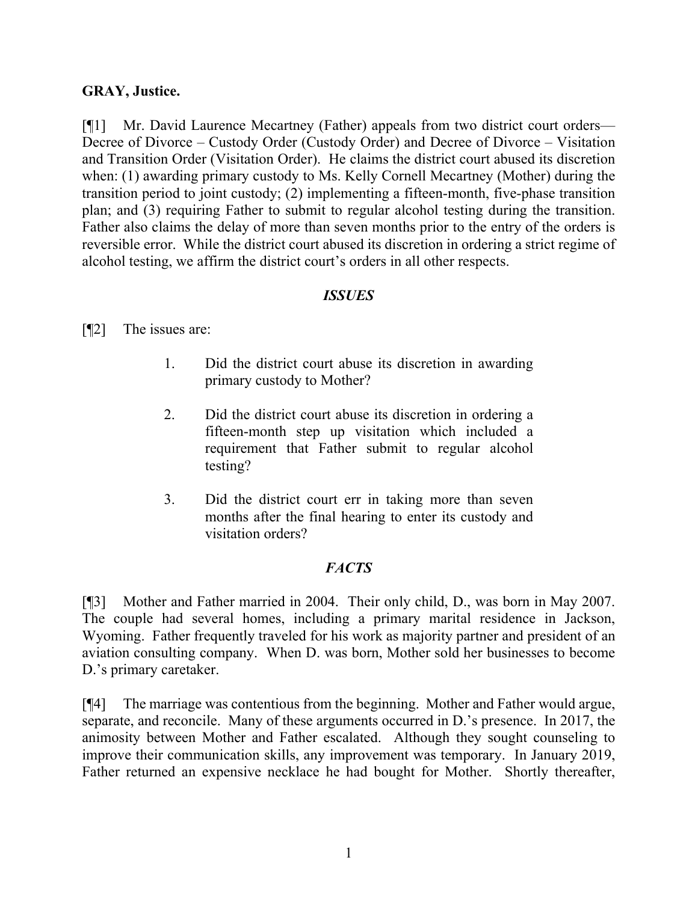**GRAY, Justice.**

[¶1] Mr. David Laurence Mecartney (Father) appeals from two district court orders—Decree of Divorce – Custody Order (Custody Order) and Decree of Divorce – Visitation and Transition Order (Visitation Order). He claims the district court abused its discretion when: (1) awarding primary custody to Ms. Kelly Cornell Mecartney (Mother) during the transition period to joint custody; (2) implementing a fifteen-month, five-phase transition plan; and (3) requiring Father to submit to regular alcohol testing during the transition. Father also claims the delay of more than seven months prior to the entry of the orders is reversible error. While the district court abused its discretion in ordering a strict regime of alcohol testing, we affirm the district court's orders in all other respects.

## *ISSUES*

[¶2] The issues are:

> 1. Did the district court abuse its discretion in awarding primary custody to Mother?
>
> 2. Did the district court abuse its discretion in ordering a fifteen-month step up visitation which included a requirement that Father submit to regular alcohol testing?
>
> 3. Did the district court err in taking more than seven months after the final hearing to enter its custody and visitation orders?

## *FACTS*

[¶3] Mother and Father married in 2004. Their only child, D., was born in May 2007. The couple had several homes, including a primary marital residence in Jackson, Wyoming. Father frequently traveled for his work as majority partner and president of an aviation consulting company. When D. was born, Mother sold her businesses to become D.'s primary caretaker.

[¶4] The marriage was contentious from the beginning. Mother and Father would argue, separate, and reconcile. Many of these arguments occurred in D.'s presence. In 2017, the animosity between Mother and Father escalated. Although they sought counseling to improve their communication skills, any improvement was temporary. In January 2019, Father returned an expensive necklace he had bought for Mother. Shortly thereafter,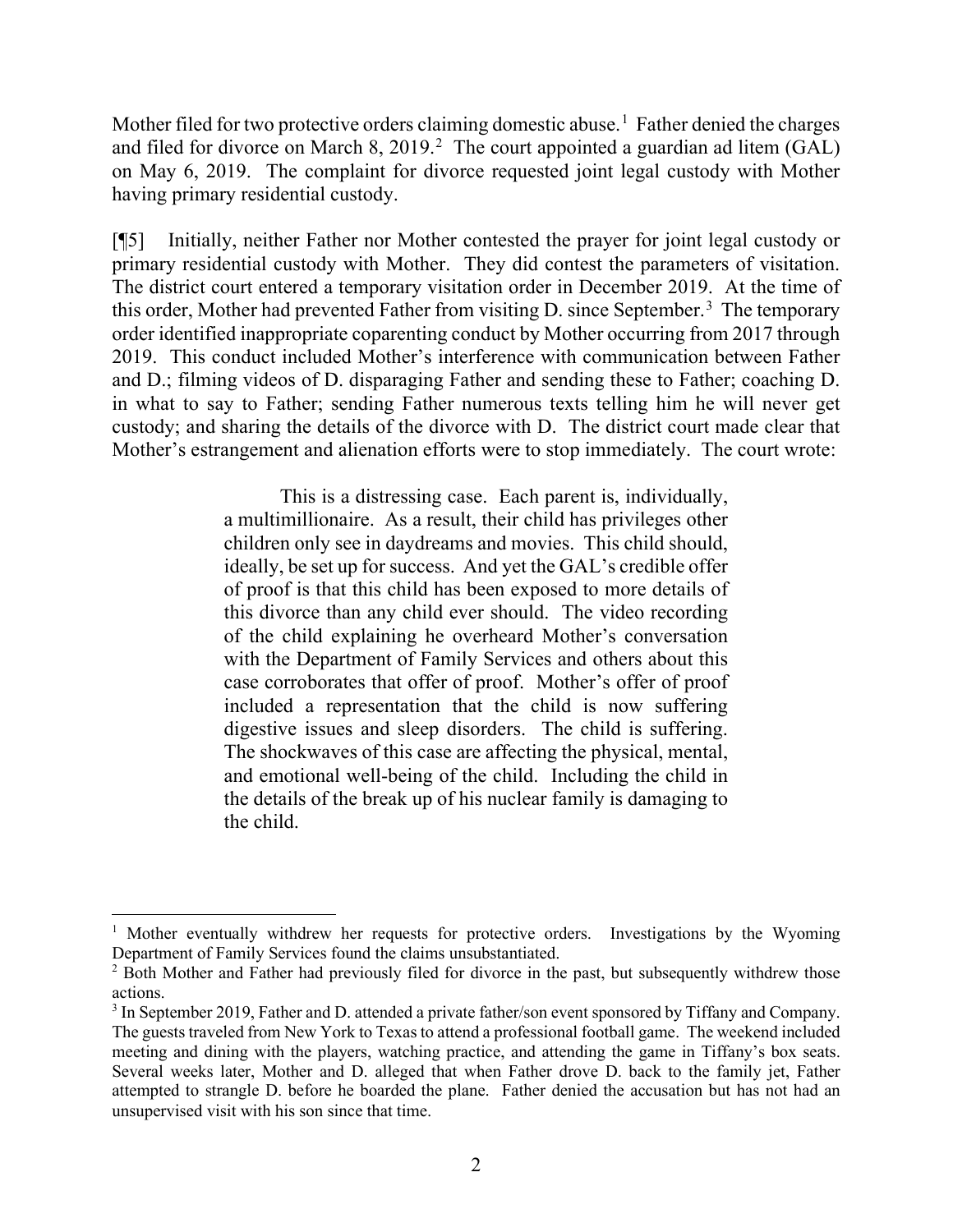Mother filed for two protective orders claiming domestic abuse.[1] Father denied the charges and filed for divorce on March 8, 2019.[2] The court appointed a guardian ad litem (GAL) on May 6, 2019. The complaint for divorce requested joint legal custody with Mother having primary residential custody.

[¶5] Initially, neither Father nor Mother contested the prayer for joint legal custody or primary residential custody with Mother. They did contest the parameters of visitation. The district court entered a temporary visitation order in December 2019. At the time of this order, Mother had prevented Father from visiting D. since September.[3] The temporary order identified inappropriate coparenting conduct by Mother occurring from 2017 through 2019. This conduct included Mother's interference with communication between Father and D.; filming videos of D. disparaging Father and sending these to Father; coaching D. in what to say to Father; sending Father numerous texts telling him he will never get custody; and sharing the details of the divorce with D. The district court made clear that Mother's estrangement and alienation efforts were to stop immediately. The court wrote:

> This is a distressing case. Each parent is, individually, a multimillionaire. As a result, their child has privileges other children only see in daydreams and movies. This child should, ideally, be set up for success. And yet the GAL's credible offer of proof is that this child has been exposed to more details of this divorce than any child ever should. The video recording of the child explaining he overheard Mother's conversation with the Department of Family Services and others about this case corroborates that offer of proof. Mother's offer of proof included a representation that the child is now suffering digestive issues and sleep disorders. The child is suffering. The shockwaves of this case are affecting the physical, mental, and emotional well-being of the child. Including the child in the details of the break up of his nuclear family is damaging to the child.

---

[1] Mother eventually withdrew her requests for protective orders. Investigations by the Wyoming Department of Family Services found the claims unsubstantiated.

[2] Both Mother and Father had previously filed for divorce in the past, but subsequently withdrew those actions.

[3] In September 2019, Father and D. attended a private father/son event sponsored by Tiffany and Company. The guests traveled from New York to Texas to attend a professional football game. The weekend included meeting and dining with the players, watching practice, and attending the game in Tiffany's box seats. Several weeks later, Mother and D. alleged that when Father drove D. back to the family jet, Father attempted to strangle D. before he boarded the plane. Father denied the accusation but has not had an unsupervised visit with his son since that time.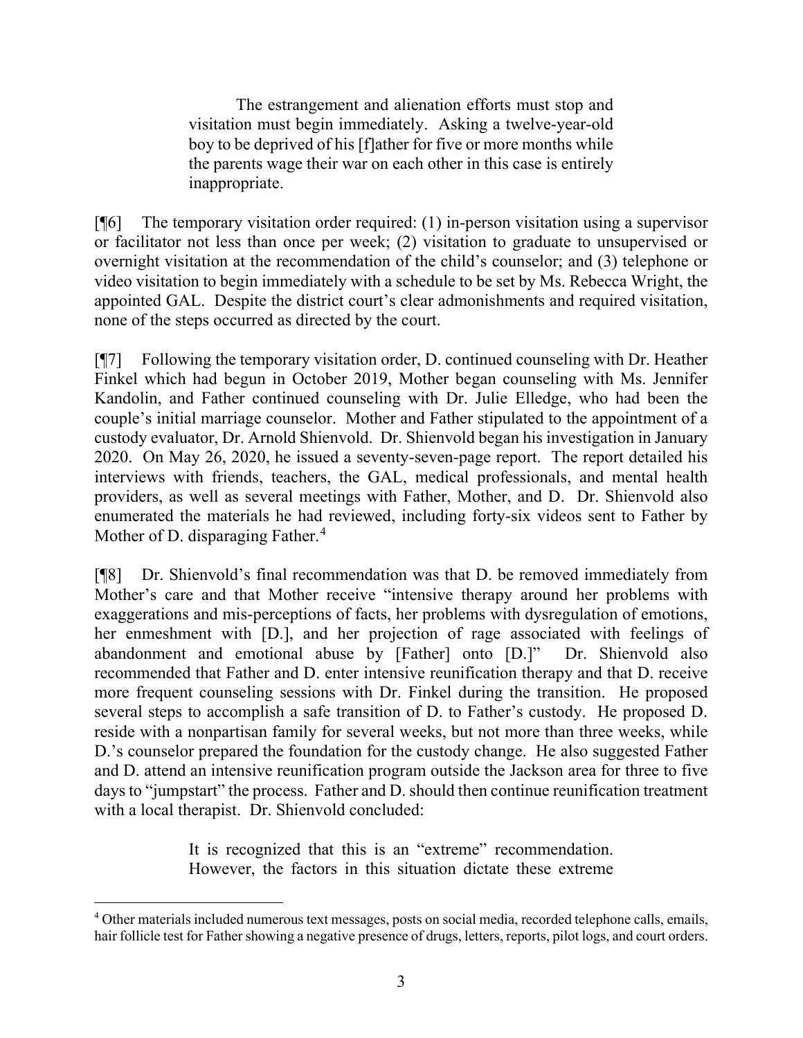> The estrangement and alienation efforts must stop and visitation must begin immediately. Asking a twelve-year-old boy to be deprived of his [f]ather for five or more months while the parents wage their war on each other in this case is entirely inappropriate.

[¶6] The temporary visitation order required: (1) in-person visitation using a supervisor or facilitator not less than once per week; (2) visitation to graduate to unsupervised or overnight visitation at the recommendation of the child's counselor; and (3) telephone or video visitation to begin immediately with a schedule to be set by Ms. Rebecca Wright, the appointed GAL. Despite the district court's clear admonishments and required visitation, none of the steps occurred as directed by the court.

[¶7] Following the temporary visitation order, D. continued counseling with Dr. Heather Finkel which had begun in October 2019, Mother began counseling with Ms. Jennifer Kandolin, and Father continued counseling with Dr. Julie Elledge, who had been the couple's initial marriage counselor. Mother and Father stipulated to the appointment of a custody evaluator, Dr. Arnold Shienvold. Dr. Shienvold began his investigation in January 2020. On May 26, 2020, he issued a seventy-seven-page report. The report detailed his interviews with friends, teachers, the GAL, medical professionals, and mental health providers, as well as several meetings with Father, Mother, and D. Dr. Shienvold also enumerated the materials he had reviewed, including forty-six videos sent to Father by Mother of D. disparaging Father.[4]

[¶8] Dr. Shienvold's final recommendation was that D. be removed immediately from Mother's care and that Mother receive "intensive therapy around her problems with exaggerations and mis-perceptions of facts, her problems with dysregulation of emotions, her enmeshment with [D.], and her projection of rage associated with feelings of abandonment and emotional abuse by [Father] onto [D.]" Dr. Shienvold also recommended that Father and D. enter intensive reunification therapy and that D. receive more frequent counseling sessions with Dr. Finkel during the transition. He proposed several steps to accomplish a safe transition of D. to Father's custody. He proposed D. reside with a nonpartisan family for several weeks, but not more than three weeks, while D.'s counselor prepared the foundation for the custody change. He also suggested Father and D. attend an intensive reunification program outside the Jackson area for three to five days to "jumpstart" the process. Father and D. should then continue reunification treatment with a local therapist. Dr. Shienvold concluded:

> It is recognized that this is an "extreme" recommendation. However, the factors in this situation dictate these extreme

[4] Other materials included numerous text messages, posts on social media, recorded telephone calls, emails, hair follicle test for Father showing a negative presence of drugs, letters, reports, pilot logs, and court orders.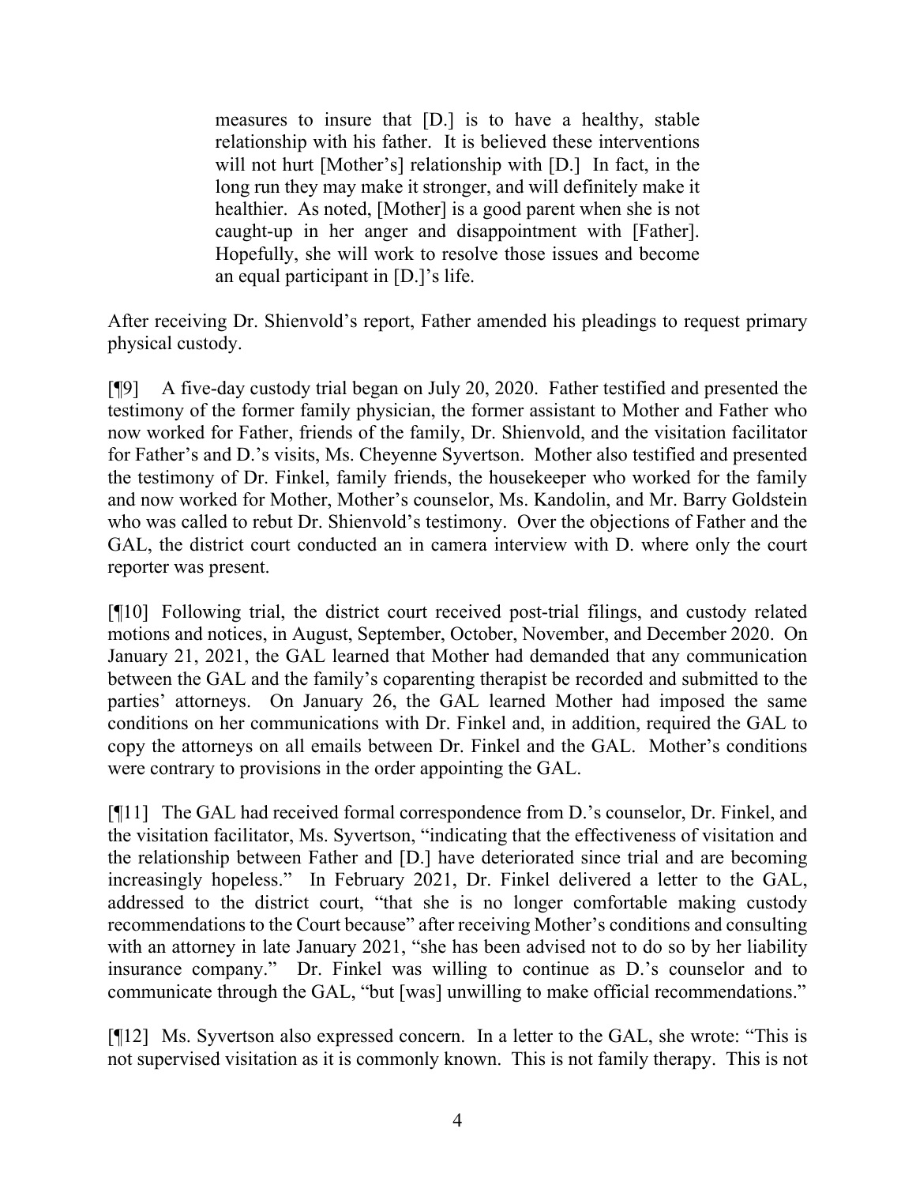> measures to insure that [D.] is to have a healthy, stable relationship with his father. It is believed these interventions will not hurt [Mother's] relationship with [D.] In fact, in the long run they may make it stronger, and will definitely make it healthier. As noted, [Mother] is a good parent when she is not caught-up in her anger and disappointment with [Father]. Hopefully, she will work to resolve those issues and become an equal participant in [D.]'s life.

After receiving Dr. Shienvold's report, Father amended his pleadings to request primary physical custody.

[¶9] A five-day custody trial began on July 20, 2020. Father testified and presented the testimony of the former family physician, the former assistant to Mother and Father who now worked for Father, friends of the family, Dr. Shienvold, and the visitation facilitator for Father's and D.'s visits, Ms. Cheyenne Syvertson. Mother also testified and presented the testimony of Dr. Finkel, family friends, the housekeeper who worked for the family and now worked for Mother, Mother's counselor, Ms. Kandolin, and Mr. Barry Goldstein who was called to rebut Dr. Shienvold's testimony. Over the objections of Father and the GAL, the district court conducted an in camera interview with D. where only the court reporter was present.

[¶10] Following trial, the district court received post-trial filings, and custody related motions and notices, in August, September, October, November, and December 2020. On January 21, 2021, the GAL learned that Mother had demanded that any communication between the GAL and the family's coparenting therapist be recorded and submitted to the parties' attorneys. On January 26, the GAL learned Mother had imposed the same conditions on her communications with Dr. Finkel and, in addition, required the GAL to copy the attorneys on all emails between Dr. Finkel and the GAL. Mother's conditions were contrary to provisions in the order appointing the GAL.

[¶11] The GAL had received formal correspondence from D.'s counselor, Dr. Finkel, and the visitation facilitator, Ms. Syvertson, "indicating that the effectiveness of visitation and the relationship between Father and [D.] have deteriorated since trial and are becoming increasingly hopeless." In February 2021, Dr. Finkel delivered a letter to the GAL, addressed to the district court, "that she is no longer comfortable making custody recommendations to the Court because" after receiving Mother's conditions and consulting with an attorney in late January 2021, "she has been advised not to do so by her liability insurance company." Dr. Finkel was willing to continue as D.'s counselor and to communicate through the GAL, "but [was] unwilling to make official recommendations."

[¶12] Ms. Syvertson also expressed concern. In a letter to the GAL, she wrote: "This is not supervised visitation as it is commonly known. This is not family therapy. This is not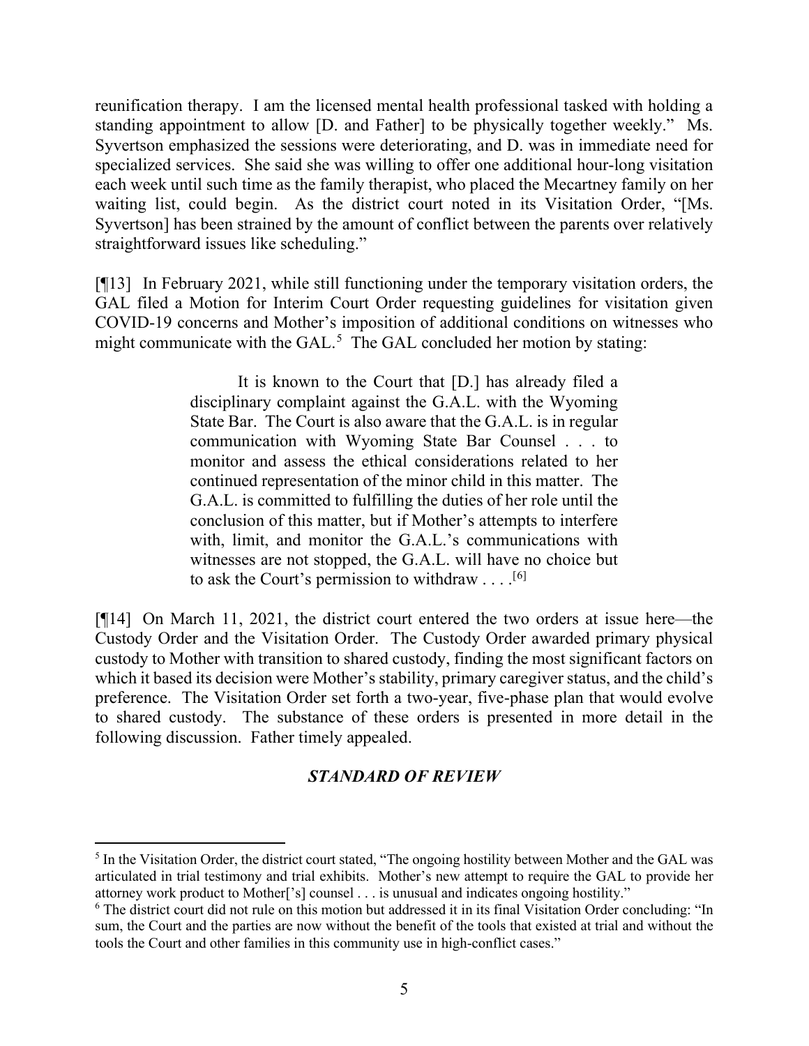reunification therapy. I am the licensed mental health professional tasked with holding a standing appointment to allow [D. and Father] to be physically together weekly." Ms. Syvertson emphasized the sessions were deteriorating, and D. was in immediate need for specialized services. She said she was willing to offer one additional hour-long visitation each week until such time as the family therapist, who placed the Mecartney family on her waiting list, could begin. As the district court noted in its Visitation Order, "[Ms. Syvertson] has been strained by the amount of conflict between the parents over relatively straightforward issues like scheduling."

[¶13] In February 2021, while still functioning under the temporary visitation orders, the GAL filed a Motion for Interim Court Order requesting guidelines for visitation given COVID-19 concerns and Mother's imposition of additional conditions on witnesses who might communicate with the GAL.[5] The GAL concluded her motion by stating:

> It is known to the Court that [D.] has already filed a disciplinary complaint against the G.A.L. with the Wyoming State Bar. The Court is also aware that the G.A.L. is in regular communication with Wyoming State Bar Counsel . . . to monitor and assess the ethical considerations related to her continued representation of the minor child in this matter. The G.A.L. is committed to fulfilling the duties of her role until the conclusion of this matter, but if Mother's attempts to interfere with, limit, and monitor the G.A.L.'s communications with witnesses are not stopped, the G.A.L. will have no choice but to ask the Court's permission to withdraw . . . .[6]

[¶14] On March 11, 2021, the district court entered the two orders at issue here—the Custody Order and the Visitation Order. The Custody Order awarded primary physical custody to Mother with transition to shared custody, finding the most significant factors on which it based its decision were Mother's stability, primary caregiver status, and the child's preference. The Visitation Order set forth a two-year, five-phase plan that would evolve to shared custody. The substance of these orders is presented in more detail in the following discussion. Father timely appealed.

## *STANDARD OF REVIEW*

---

[5] In the Visitation Order, the district court stated, "The ongoing hostility between Mother and the GAL was articulated in trial testimony and trial exhibits. Mother's new attempt to require the GAL to provide her attorney work product to Mother['s] counsel . . . is unusual and indicates ongoing hostility."

[6] The district court did not rule on this motion but addressed it in its final Visitation Order concluding: "In sum, the Court and the parties are now without the benefit of the tools that existed at trial and without the tools the Court and other families in this community use in high-conflict cases."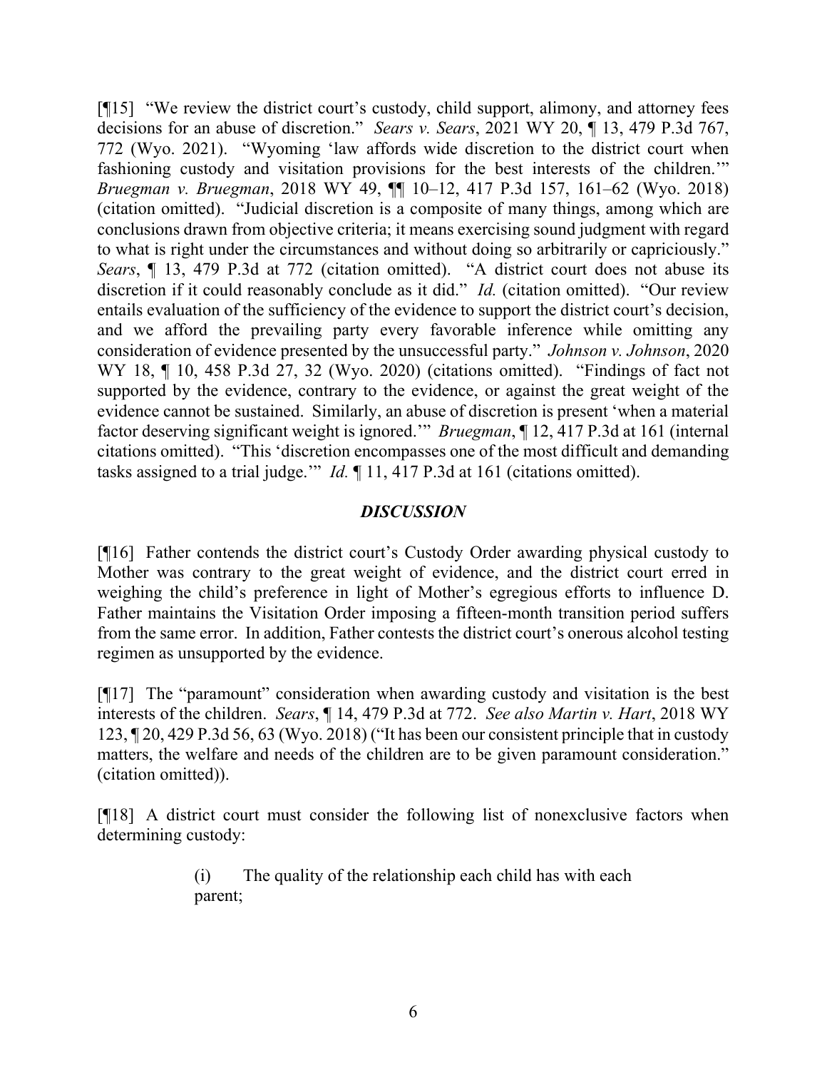[¶15] "We review the district court's custody, child support, alimony, and attorney fees decisions for an abuse of discretion." *Sears v. Sears*, 2021 WY 20, ¶ 13, 479 P.3d 767, 772 (Wyo. 2021). "Wyoming 'law affords wide discretion to the district court when fashioning custody and visitation provisions for the best interests of the children.'" *Bruegman v. Bruegman*, 2018 WY 49, ¶¶ 10–12, 417 P.3d 157, 161–62 (Wyo. 2018) (citation omitted). "Judicial discretion is a composite of many things, among which are conclusions drawn from objective criteria; it means exercising sound judgment with regard to what is right under the circumstances and without doing so arbitrarily or capriciously." *Sears*, ¶ 13, 479 P.3d at 772 (citation omitted). "A district court does not abuse its discretion if it could reasonably conclude as it did." *Id.* (citation omitted). "Our review entails evaluation of the sufficiency of the evidence to support the district court's decision, and we afford the prevailing party every favorable inference while omitting any consideration of evidence presented by the unsuccessful party." *Johnson v. Johnson*, 2020 WY 18, ¶ 10, 458 P.3d 27, 32 (Wyo. 2020) (citations omitted). "Findings of fact not supported by the evidence, contrary to the evidence, or against the great weight of the evidence cannot be sustained. Similarly, an abuse of discretion is present 'when a material factor deserving significant weight is ignored.'" *Bruegman*, ¶ 12, 417 P.3d at 161 (internal citations omitted). "This 'discretion encompasses one of the most difficult and demanding tasks assigned to a trial judge.'" *Id.* ¶ 11, 417 P.3d at 161 (citations omitted).

## *DISCUSSION*

[¶16] Father contends the district court's Custody Order awarding physical custody to Mother was contrary to the great weight of evidence, and the district court erred in weighing the child's preference in light of Mother's egregious efforts to influence D. Father maintains the Visitation Order imposing a fifteen-month transition period suffers from the same error. In addition, Father contests the district court's onerous alcohol testing regimen as unsupported by the evidence.

[¶17] The "paramount" consideration when awarding custody and visitation is the best interests of the children. *Sears*, ¶ 14, 479 P.3d at 772. *See also Martin v. Hart*, 2018 WY 123, ¶ 20, 429 P.3d 56, 63 (Wyo. 2018) ("It has been our consistent principle that in custody matters, the welfare and needs of the children are to be given paramount consideration." (citation omitted)).

[¶18] A district court must consider the following list of nonexclusive factors when determining custody:

> (i) The quality of the relationship each child has with each parent;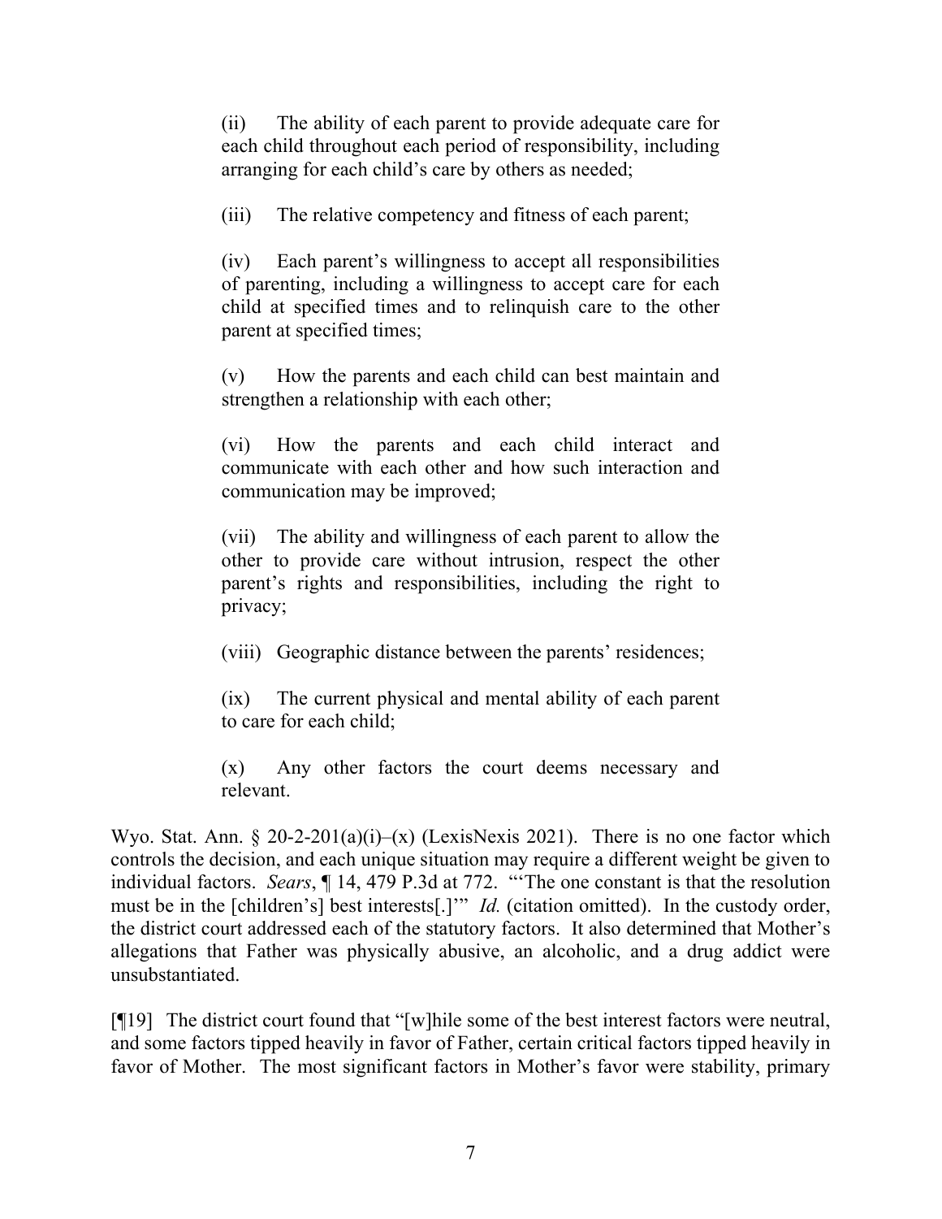> (ii) The ability of each parent to provide adequate care for each child throughout each period of responsibility, including arranging for each child's care by others as needed;
>
> (iii) The relative competency and fitness of each parent;
>
> (iv) Each parent's willingness to accept all responsibilities of parenting, including a willingness to accept care for each child at specified times and to relinquish care to the other parent at specified times;
>
> (v) How the parents and each child can best maintain and strengthen a relationship with each other;
>
> (vi) How the parents and each child interact and communicate with each other and how such interaction and communication may be improved;
>
> (vii) The ability and willingness of each parent to allow the other to provide care without intrusion, respect the other parent's rights and responsibilities, including the right to privacy;
>
> (viii) Geographic distance between the parents' residences;
>
> (ix) The current physical and mental ability of each parent to care for each child;
>
> (x) Any other factors the court deems necessary and relevant.

Wyo. Stat. Ann. § 20-2-201(a)(i)–(x) (LexisNexis 2021). There is no one factor which controls the decision, and each unique situation may require a different weight be given to individual factors. *Sears*, ¶ 14, 479 P.3d at 772. "'The one constant is that the resolution must be in the [children's] best interests[.]'" *Id.* (citation omitted). In the custody order, the district court addressed each of the statutory factors. It also determined that Mother's allegations that Father was physically abusive, an alcoholic, and a drug addict were unsubstantiated.

[¶19] The district court found that "[w]hile some of the best interest factors were neutral, and some factors tipped heavily in favor of Father, certain critical factors tipped heavily in favor of Mother. The most significant factors in Mother's favor were stability, primary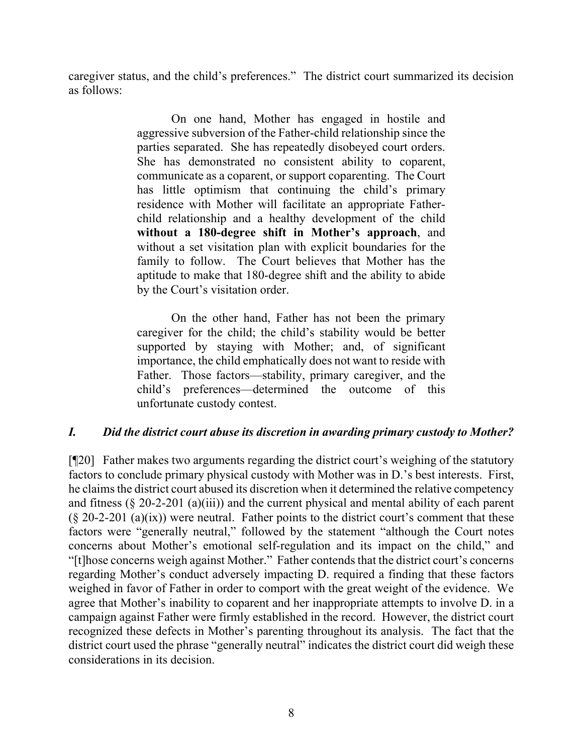caregiver status, and the child's preferences." The district court summarized its decision as follows:

> On one hand, Mother has engaged in hostile and aggressive subversion of the Father-child relationship since the parties separated. She has repeatedly disobeyed court orders. She has demonstrated no consistent ability to coparent, communicate as a coparent, or support coparenting. The Court has little optimism that continuing the child's primary residence with Mother will facilitate an appropriate Father-child relationship and a healthy development of the child **without a 180-degree shift in Mother's approach**, and without a set visitation plan with explicit boundaries for the family to follow. The Court believes that Mother has the aptitude to make that 180-degree shift and the ability to abide by the Court's visitation order.
>
> On the other hand, Father has not been the primary caregiver for the child; the child's stability would be better supported by staying with Mother; and, of significant importance, the child emphatically does not want to reside with Father. Those factors—stability, primary caregiver, and the child's preferences—determined the outcome of this unfortunate custody contest.

### *I. Did the district court abuse its discretion in awarding primary custody to Mother?*

[¶20] Father makes two arguments regarding the district court's weighing of the statutory factors to conclude primary physical custody with Mother was in D.'s best interests. First, he claims the district court abused its discretion when it determined the relative competency and fitness (§ 20-2-201 (a)(iii)) and the current physical and mental ability of each parent (§ 20-2-201 (a)(ix)) were neutral. Father points to the district court's comment that these factors were "generally neutral," followed by the statement "although the Court notes concerns about Mother's emotional self-regulation and its impact on the child," and "[t]hose concerns weigh against Mother." Father contends that the district court's concerns regarding Mother's conduct adversely impacting D. required a finding that these factors weighed in favor of Father in order to comport with the great weight of the evidence. We agree that Mother's inability to coparent and her inappropriate attempts to involve D. in a campaign against Father were firmly established in the record. However, the district court recognized these defects in Mother's parenting throughout its analysis. The fact that the district court used the phrase "generally neutral" indicates the district court did weigh these considerations in its decision.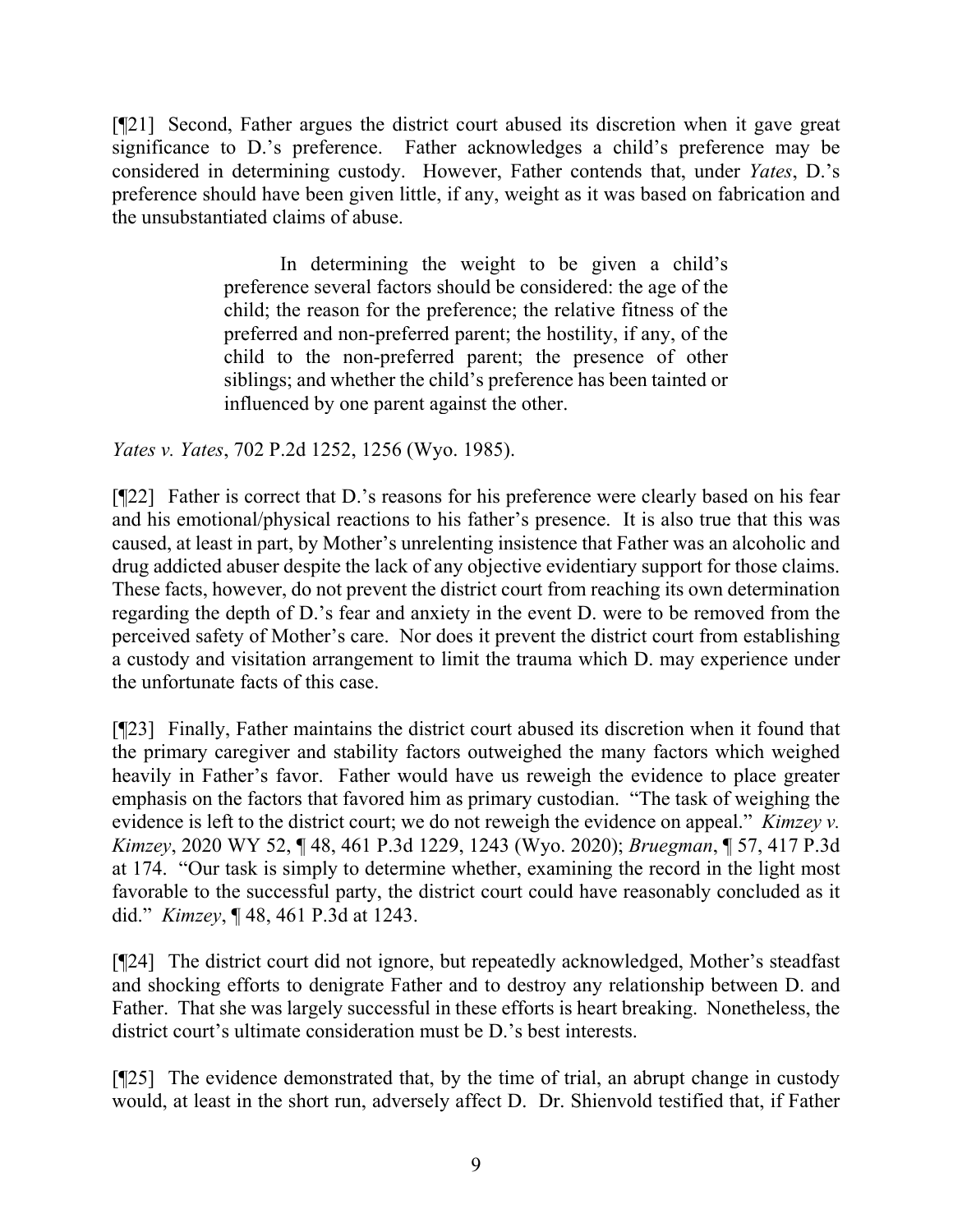[¶21] Second, Father argues the district court abused its discretion when it gave great significance to D.'s preference. Father acknowledges a child's preference may be considered in determining custody. However, Father contends that, under *Yates*, D.'s preference should have been given little, if any, weight as it was based on fabrication and the unsubstantiated claims of abuse.

> In determining the weight to be given a child's preference several factors should be considered: the age of the child; the reason for the preference; the relative fitness of the preferred and non-preferred parent; the hostility, if any, of the child to the non-preferred parent; the presence of other siblings; and whether the child's preference has been tainted or influenced by one parent against the other.

*Yates v. Yates*, 702 P.2d 1252, 1256 (Wyo. 1985).

[¶22] Father is correct that D.'s reasons for his preference were clearly based on his fear and his emotional/physical reactions to his father's presence. It is also true that this was caused, at least in part, by Mother's unrelenting insistence that Father was an alcoholic and drug addicted abuser despite the lack of any objective evidentiary support for those claims. These facts, however, do not prevent the district court from reaching its own determination regarding the depth of D.'s fear and anxiety in the event D. were to be removed from the perceived safety of Mother's care. Nor does it prevent the district court from establishing a custody and visitation arrangement to limit the trauma which D. may experience under the unfortunate facts of this case.

[¶23] Finally, Father maintains the district court abused its discretion when it found that the primary caregiver and stability factors outweighed the many factors which weighed heavily in Father's favor. Father would have us reweigh the evidence to place greater emphasis on the factors that favored him as primary custodian. "The task of weighing the evidence is left to the district court; we do not reweigh the evidence on appeal." *Kimzey v. Kimzey*, 2020 WY 52, ¶ 48, 461 P.3d 1229, 1243 (Wyo. 2020); *Bruegman*, ¶ 57, 417 P.3d at 174. "Our task is simply to determine whether, examining the record in the light most favorable to the successful party, the district court could have reasonably concluded as it did." *Kimzey*, ¶ 48, 461 P.3d at 1243.

[¶24] The district court did not ignore, but repeatedly acknowledged, Mother's steadfast and shocking efforts to denigrate Father and to destroy any relationship between D. and Father. That she was largely successful in these efforts is heart breaking. Nonetheless, the district court's ultimate consideration must be D.'s best interests.

[¶25] The evidence demonstrated that, by the time of trial, an abrupt change in custody would, at least in the short run, adversely affect D. Dr. Shienvold testified that, if Father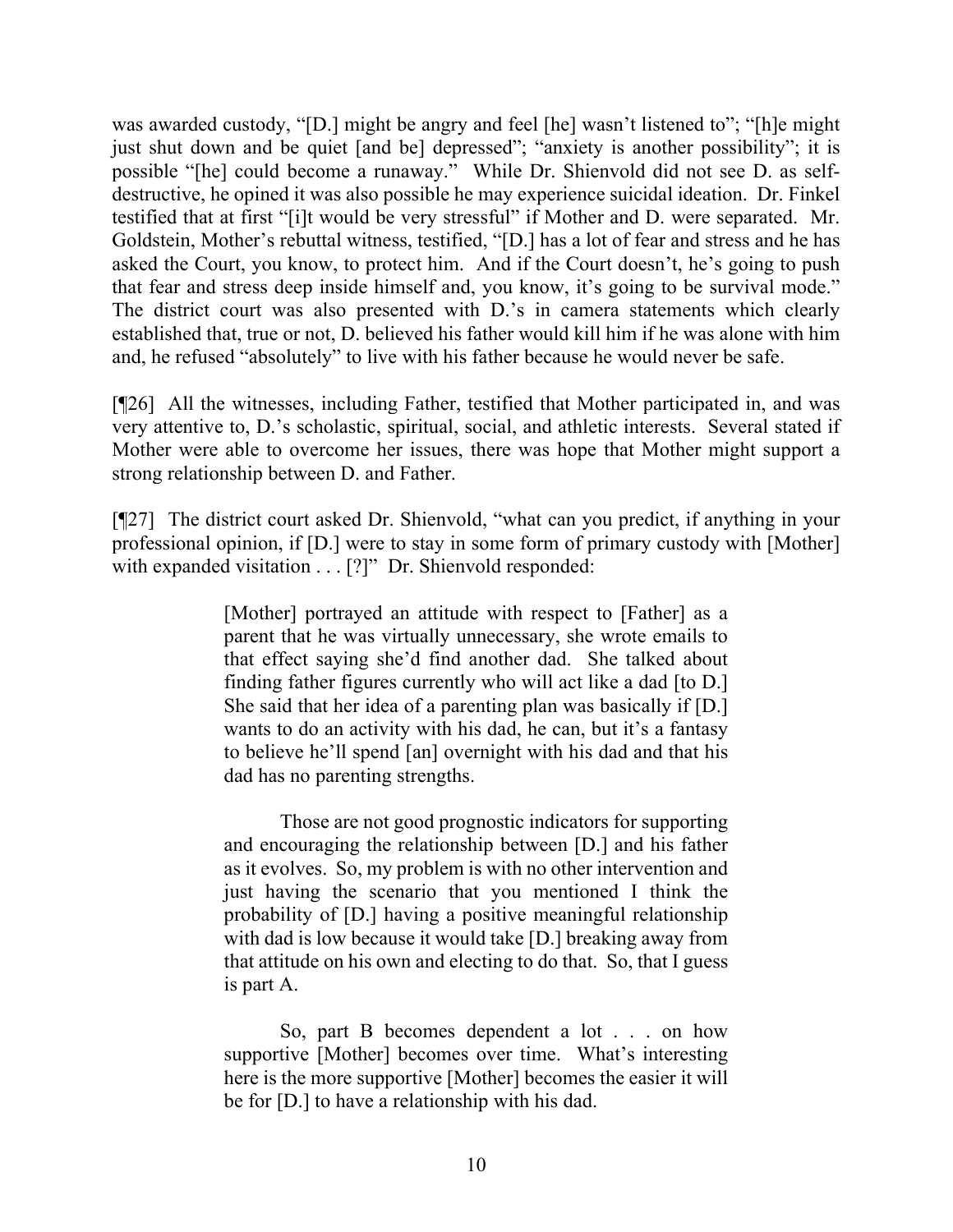was awarded custody, "[D.] might be angry and feel [he] wasn't listened to"; "[h]e might just shut down and be quiet [and be] depressed"; "anxiety is another possibility"; it is possible "[he] could become a runaway." While Dr. Shienvold did not see D. as self-destructive, he opined it was also possible he may experience suicidal ideation. Dr. Finkel testified that at first "[i]t would be very stressful" if Mother and D. were separated. Mr. Goldstein, Mother's rebuttal witness, testified, "[D.] has a lot of fear and stress and he has asked the Court, you know, to protect him. And if the Court doesn't, he's going to push that fear and stress deep inside himself and, you know, it's going to be survival mode." The district court was also presented with D.'s in camera statements which clearly established that, true or not, D. believed his father would kill him if he was alone with him and, he refused "absolutely" to live with his father because he would never be safe.

[¶26] All the witnesses, including Father, testified that Mother participated in, and was very attentive to, D.'s scholastic, spiritual, social, and athletic interests. Several stated if Mother were able to overcome her issues, there was hope that Mother might support a strong relationship between D. and Father.

[¶27] The district court asked Dr. Shienvold, "what can you predict, if anything in your professional opinion, if [D.] were to stay in some form of primary custody with [Mother] with expanded visitation . . . [?]" Dr. Shienvold responded:

> [Mother] portrayed an attitude with respect to [Father] as a parent that he was virtually unnecessary, she wrote emails to that effect saying she'd find another dad. She talked about finding father figures currently who will act like a dad [to D.] She said that her idea of a parenting plan was basically if [D.] wants to do an activity with his dad, he can, but it's a fantasy to believe he'll spend [an] overnight with his dad and that his dad has no parenting strengths.
>
> Those are not good prognostic indicators for supporting and encouraging the relationship between [D.] and his father as it evolves. So, my problem is with no other intervention and just having the scenario that you mentioned I think the probability of [D.] having a positive meaningful relationship with dad is low because it would take [D.] breaking away from that attitude on his own and electing to do that. So, that I guess is part A.
>
> So, part B becomes dependent a lot . . . on how supportive [Mother] becomes over time. What's interesting here is the more supportive [Mother] becomes the easier it will be for [D.] to have a relationship with his dad.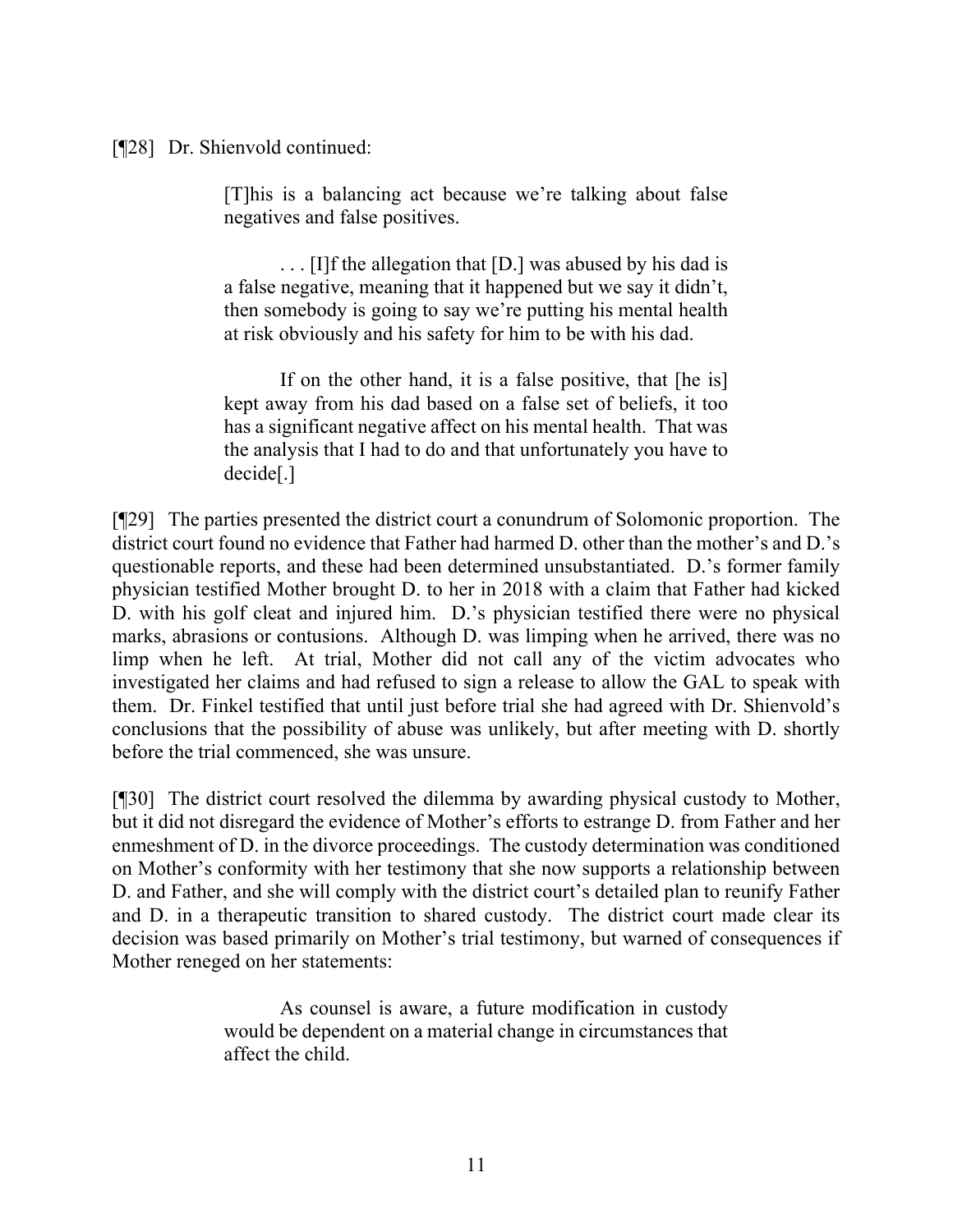[¶28] Dr. Shienvold continued:

> [T]his is a balancing act because we're talking about false negatives and false positives.
>
> . . . [I]f the allegation that [D.] was abused by his dad is a false negative, meaning that it happened but we say it didn't, then somebody is going to say we're putting his mental health at risk obviously and his safety for him to be with his dad.
>
> If on the other hand, it is a false positive, that [he is] kept away from his dad based on a false set of beliefs, it too has a significant negative affect on his mental health. That was the analysis that I had to do and that unfortunately you have to decide[.]

[¶29] The parties presented the district court a conundrum of Solomonic proportion. The district court found no evidence that Father had harmed D. other than the mother's and D.'s questionable reports, and these had been determined unsubstantiated. D.'s former family physician testified Mother brought D. to her in 2018 with a claim that Father had kicked D. with his golf cleat and injured him. D.'s physician testified there were no physical marks, abrasions or contusions. Although D. was limping when he arrived, there was no limp when he left. At trial, Mother did not call any of the victim advocates who investigated her claims and had refused to sign a release to allow the GAL to speak with them. Dr. Finkel testified that until just before trial she had agreed with Dr. Shienvold's conclusions that the possibility of abuse was unlikely, but after meeting with D. shortly before the trial commenced, she was unsure.

[¶30] The district court resolved the dilemma by awarding physical custody to Mother, but it did not disregard the evidence of Mother's efforts to estrange D. from Father and her enmeshment of D. in the divorce proceedings. The custody determination was conditioned on Mother's conformity with her testimony that she now supports a relationship between D. and Father, and she will comply with the district court's detailed plan to reunify Father and D. in a therapeutic transition to shared custody. The district court made clear its decision was based primarily on Mother's trial testimony, but warned of consequences if Mother reneged on her statements:

> As counsel is aware, a future modification in custody would be dependent on a material change in circumstances that affect the child.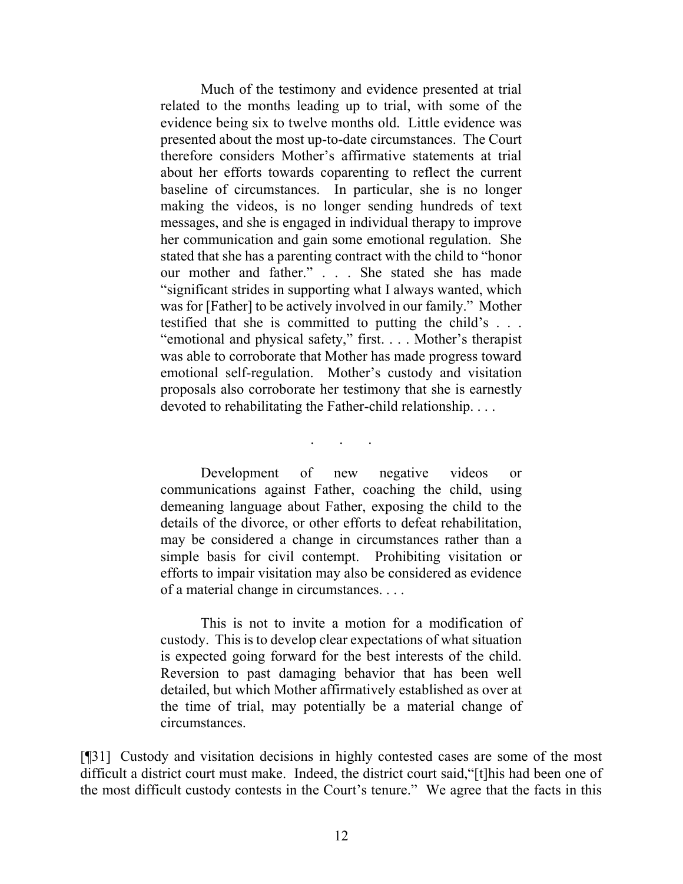> Much of the testimony and evidence presented at trial related to the months leading up to trial, with some of the evidence being six to twelve months old. Little evidence was presented about the most up-to-date circumstances. The Court therefore considers Mother's affirmative statements at trial about her efforts towards coparenting to reflect the current baseline of circumstances. In particular, she is no longer making the videos, is no longer sending hundreds of text messages, and she is engaged in individual therapy to improve her communication and gain some emotional regulation. She stated that she has a parenting contract with the child to "honor our mother and father." . . . She stated she has made "significant strides in supporting what I always wanted, which was for [Father] to be actively involved in our family." Mother testified that she is committed to putting the child's . . . "emotional and physical safety," first. . . . Mother's therapist was able to corroborate that Mother has made progress toward emotional self-regulation. Mother's custody and visitation proposals also corroborate her testimony that she is earnestly devoted to rehabilitating the Father-child relationship. . . .
>
> . . .
>
> Development of new negative videos or communications against Father, coaching the child, using demeaning language about Father, exposing the child to the details of the divorce, or other efforts to defeat rehabilitation, may be considered a change in circumstances rather than a simple basis for civil contempt. Prohibiting visitation or efforts to impair visitation may also be considered as evidence of a material change in circumstances. . . .
>
> This is not to invite a motion for a modification of custody. This is to develop clear expectations of what situation is expected going forward for the best interests of the child. Reversion to past damaging behavior that has been well detailed, but which Mother affirmatively established as over at the time of trial, may potentially be a material change of circumstances.

[¶31] Custody and visitation decisions in highly contested cases are some of the most difficult a district court must make. Indeed, the district court said,"[t]his had been one of the most difficult custody contests in the Court's tenure." We agree that the facts in this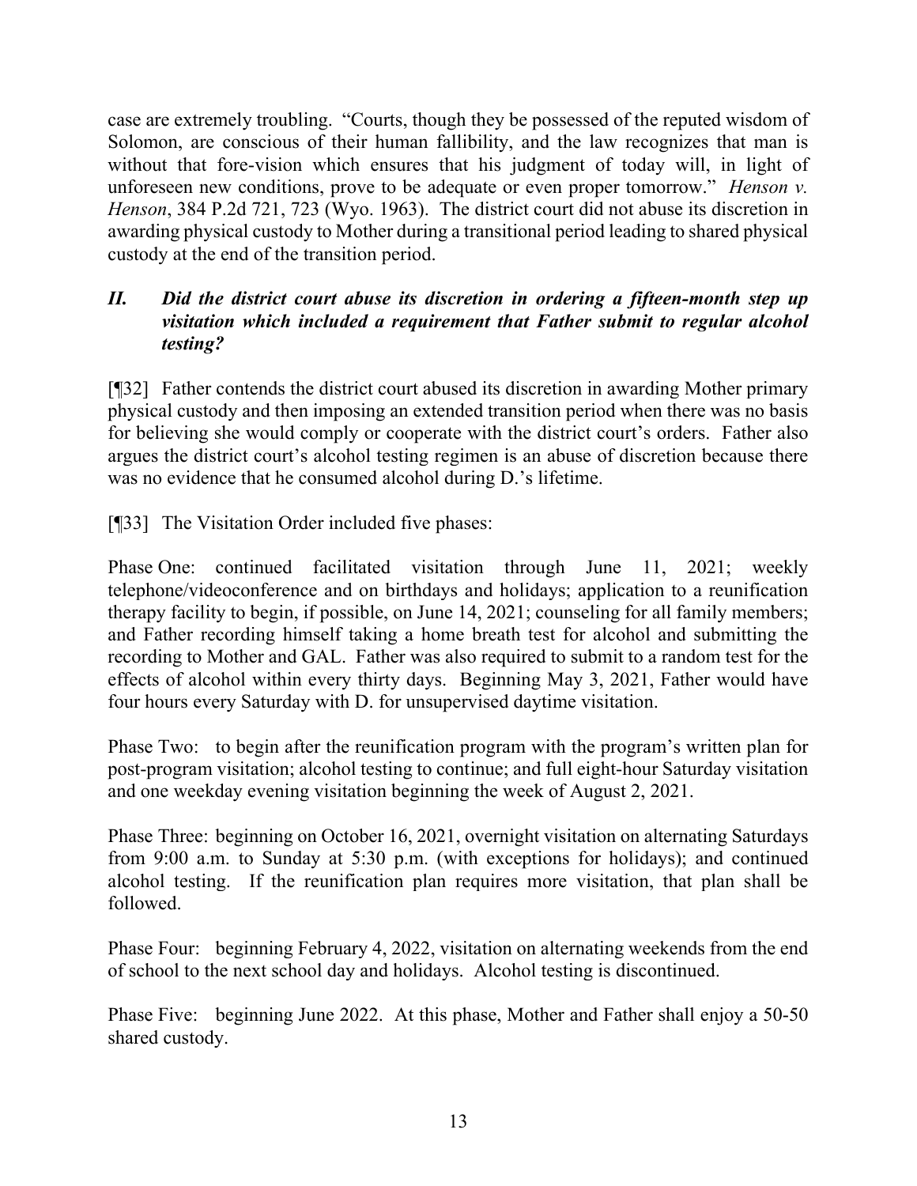case are extremely troubling. "Courts, though they be possessed of the reputed wisdom of Solomon, are conscious of their human fallibility, and the law recognizes that man is without that fore-vision which ensures that his judgment of today will, in light of unforeseen new conditions, prove to be adequate or even proper tomorrow." *Henson v. Henson*, 384 P.2d 721, 723 (Wyo. 1963). The district court did not abuse its discretion in awarding physical custody to Mother during a transitional period leading to shared physical custody at the end of the transition period.

### *II. Did the district court abuse its discretion in ordering a fifteen-month step up visitation which included a requirement that Father submit to regular alcohol testing?*

[¶32] Father contends the district court abused its discretion in awarding Mother primary physical custody and then imposing an extended transition period when there was no basis for believing she would comply or cooperate with the district court's orders. Father also argues the district court's alcohol testing regimen is an abuse of discretion because there was no evidence that he consumed alcohol during D.'s lifetime.

[¶33] The Visitation Order included five phases:

Phase One: continued facilitated visitation through June 11, 2021; weekly telephone/videoconference and on birthdays and holidays; application to a reunification therapy facility to begin, if possible, on June 14, 2021; counseling for all family members; and Father recording himself taking a home breath test for alcohol and submitting the recording to Mother and GAL. Father was also required to submit to a random test for the effects of alcohol within every thirty days. Beginning May 3, 2021, Father would have four hours every Saturday with D. for unsupervised daytime visitation.

Phase Two: to begin after the reunification program with the program's written plan for post-program visitation; alcohol testing to continue; and full eight-hour Saturday visitation and one weekday evening visitation beginning the week of August 2, 2021.

Phase Three: beginning on October 16, 2021, overnight visitation on alternating Saturdays from 9:00 a.m. to Sunday at 5:30 p.m. (with exceptions for holidays); and continued alcohol testing. If the reunification plan requires more visitation, that plan shall be followed.

Phase Four: beginning February 4, 2022, visitation on alternating weekends from the end of school to the next school day and holidays. Alcohol testing is discontinued.

Phase Five: beginning June 2022. At this phase, Mother and Father shall enjoy a 50-50 shared custody.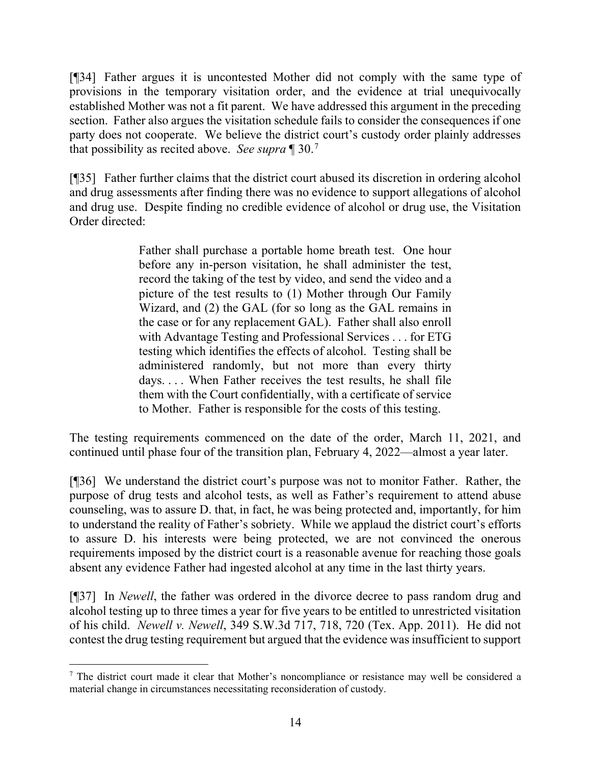[¶34] Father argues it is uncontested Mother did not comply with the same type of provisions in the temporary visitation order, and the evidence at trial unequivocally established Mother was not a fit parent. We have addressed this argument in the preceding section. Father also argues the visitation schedule fails to consider the consequences if one party does not cooperate. We believe the district court's custody order plainly addresses that possibility as recited above. *See supra* ¶ 30.[7]

[¶35] Father further claims that the district court abused its discretion in ordering alcohol and drug assessments after finding there was no evidence to support allegations of alcohol and drug use. Despite finding no credible evidence of alcohol or drug use, the Visitation Order directed:

> Father shall purchase a portable home breath test. One hour before any in-person visitation, he shall administer the test, record the taking of the test by video, and send the video and a picture of the test results to (1) Mother through Our Family Wizard, and (2) the GAL (for so long as the GAL remains in the case or for any replacement GAL). Father shall also enroll with Advantage Testing and Professional Services . . . for ETG testing which identifies the effects of alcohol. Testing shall be administered randomly, but not more than every thirty days. . . . When Father receives the test results, he shall file them with the Court confidentially, with a certificate of service to Mother. Father is responsible for the costs of this testing.

The testing requirements commenced on the date of the order, March 11, 2021, and continued until phase four of the transition plan, February 4, 2022—almost a year later.

[¶36] We understand the district court's purpose was not to monitor Father. Rather, the purpose of drug tests and alcohol tests, as well as Father's requirement to attend abuse counseling, was to assure D. that, in fact, he was being protected and, importantly, for him to understand the reality of Father's sobriety. While we applaud the district court's efforts to assure D. his interests were being protected, we are not convinced the onerous requirements imposed by the district court is a reasonable avenue for reaching those goals absent any evidence Father had ingested alcohol at any time in the last thirty years.

[¶37] In *Newell*, the father was ordered in the divorce decree to pass random drug and alcohol testing up to three times a year for five years to be entitled to unrestricted visitation of his child. *Newell v. Newell*, 349 S.W.3d 717, 718, 720 (Tex. App. 2011). He did not contest the drug testing requirement but argued that the evidence was insufficient to support

---

[7] The district court made it clear that Mother's noncompliance or resistance may well be considered a material change in circumstances necessitating reconsideration of custody.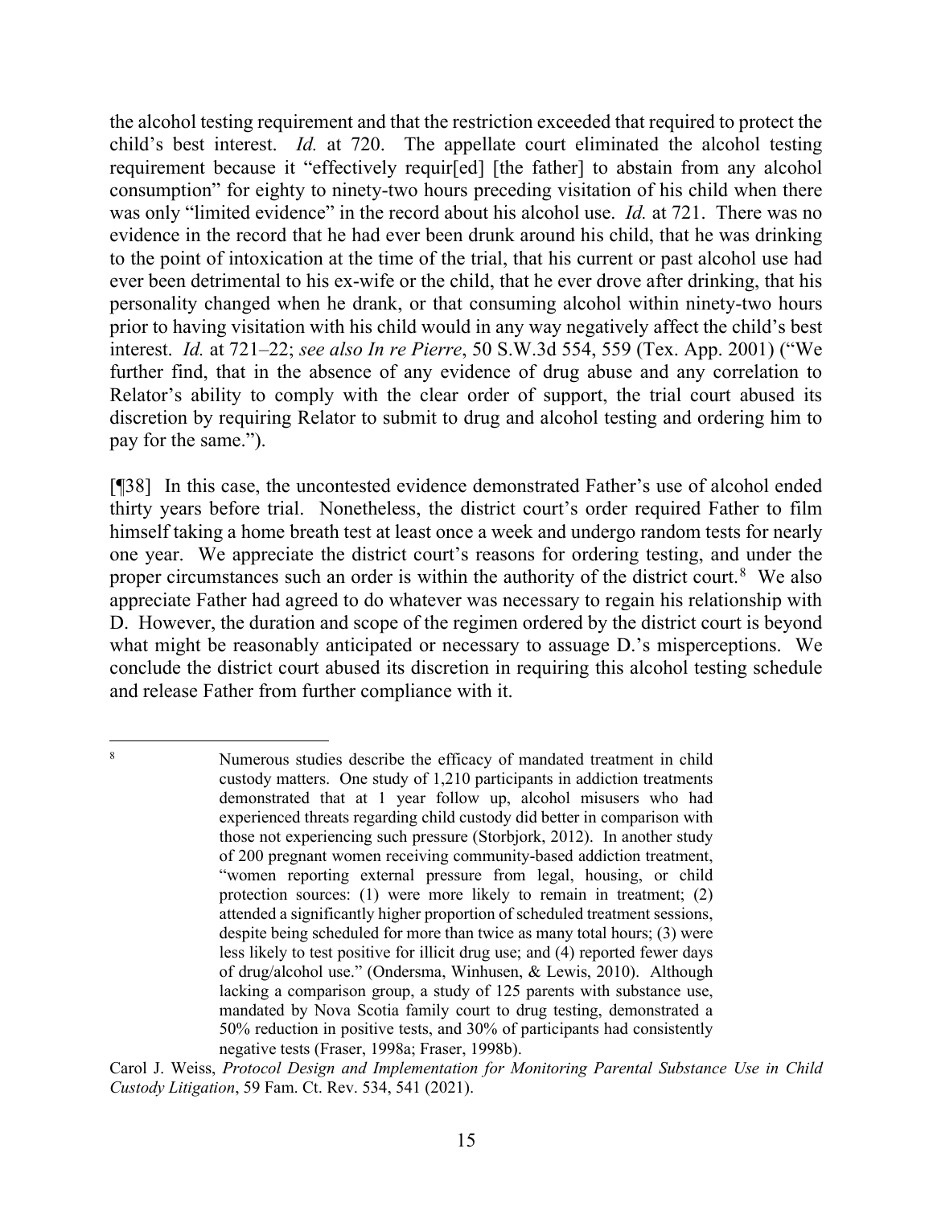the alcohol testing requirement and that the restriction exceeded that required to protect the child's best interest. *Id.* at 720. The appellate court eliminated the alcohol testing requirement because it "effectively requir[ed] [the father] to abstain from any alcohol consumption" for eighty to ninety-two hours preceding visitation of his child when there was only "limited evidence" in the record about his alcohol use. *Id.* at 721. There was no evidence in the record that he had ever been drunk around his child, that he was drinking to the point of intoxication at the time of the trial, that his current or past alcohol use had ever been detrimental to his ex-wife or the child, that he ever drove after drinking, that his personality changed when he drank, or that consuming alcohol within ninety-two hours prior to having visitation with his child would in any way negatively affect the child's best interest. *Id.* at 721–22; *see also In re Pierre*, 50 S.W.3d 554, 559 (Tex. App. 2001) ("We further find, that in the absence of any evidence of drug abuse and any correlation to Relator's ability to comply with the clear order of support, the trial court abused its discretion by requiring Relator to submit to drug and alcohol testing and ordering him to pay for the same.").

[¶38] In this case, the uncontested evidence demonstrated Father's use of alcohol ended thirty years before trial. Nonetheless, the district court's order required Father to film himself taking a home breath test at least once a week and undergo random tests for nearly one year. We appreciate the district court's reasons for ordering testing, and under the proper circumstances such an order is within the authority of the district court.[8] We also appreciate Father had agreed to do whatever was necessary to regain his relationship with D. However, the duration and scope of the regimen ordered by the district court is beyond what might be reasonably anticipated or necessary to assuage D.'s misperceptions. We conclude the district court abused its discretion in requiring this alcohol testing schedule and release Father from further compliance with it.

---

[8]

> Numerous studies describe the efficacy of mandated treatment in child custody matters. One study of 1,210 participants in addiction treatments demonstrated that at 1 year follow up, alcohol misusers who had experienced threats regarding child custody did better in comparison with those not experiencing such pressure (Storbjork, 2012). In another study of 200 pregnant women receiving community-based addiction treatment, "women reporting external pressure from legal, housing, or child protection sources: (1) were more likely to remain in treatment; (2) attended a significantly higher proportion of scheduled treatment sessions, despite being scheduled for more than twice as many total hours; (3) were less likely to test positive for illicit drug use; and (4) reported fewer days of drug/alcohol use." (Ondersma, Winhusen, & Lewis, 2010). Although lacking a comparison group, a study of 125 parents with substance use, mandated by Nova Scotia family court to drug testing, demonstrated a 50% reduction in positive tests, and 30% of participants had consistently negative tests (Fraser, 1998a; Fraser, 1998b).

Carol J. Weiss, *Protocol Design and Implementation for Monitoring Parental Substance Use in Child Custody Litigation*, 59 Fam. Ct. Rev. 534, 541 (2021).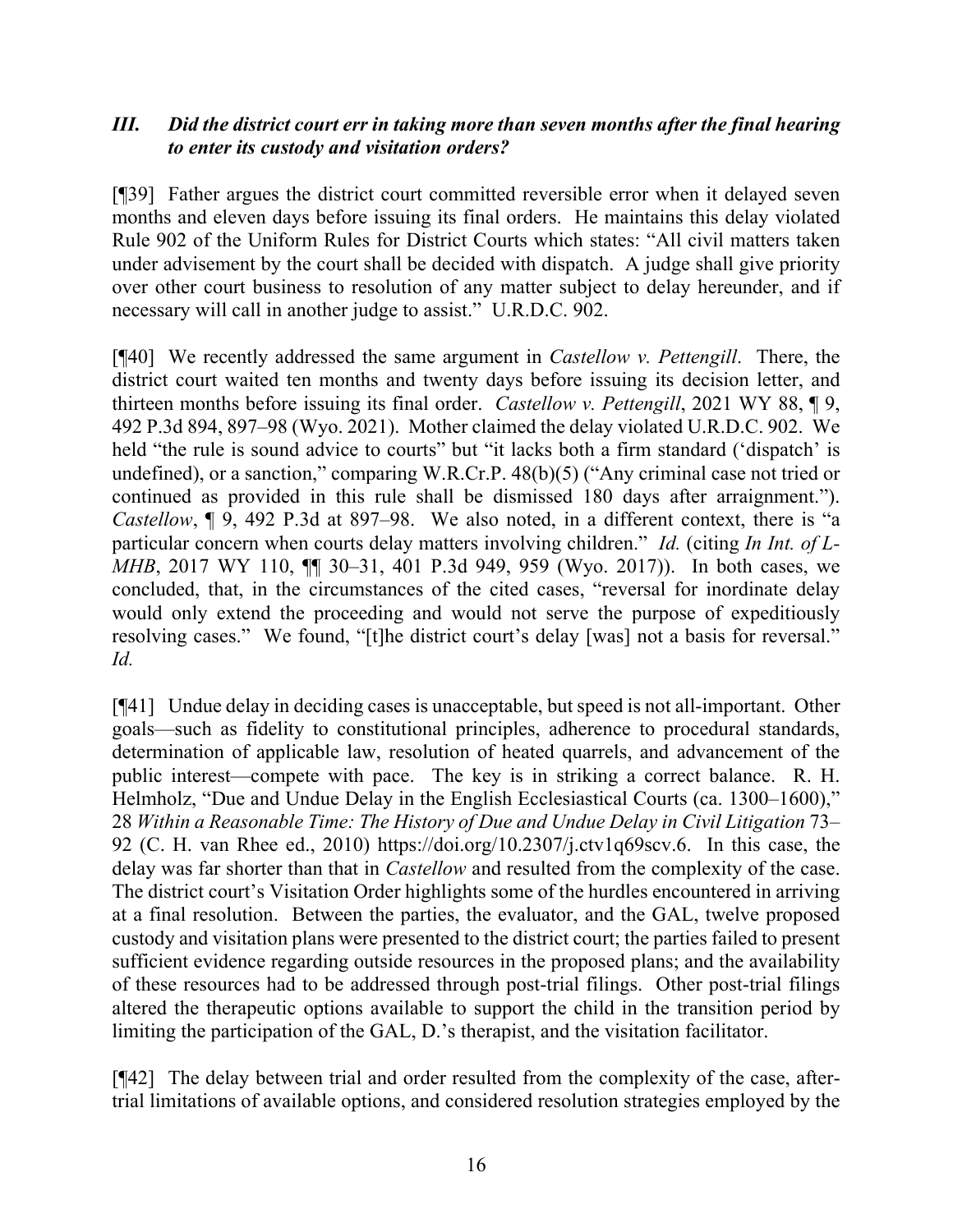### *III. Did the district court err in taking more than seven months after the final hearing to enter its custody and visitation orders?*

[¶39] Father argues the district court committed reversible error when it delayed seven months and eleven days before issuing its final orders. He maintains this delay violated Rule 902 of the Uniform Rules for District Courts which states: "All civil matters taken under advisement by the court shall be decided with dispatch. A judge shall give priority over other court business to resolution of any matter subject to delay hereunder, and if necessary will call in another judge to assist." U.R.D.C. 902.

[¶40] We recently addressed the same argument in *Castellow v. Pettengill*. There, the district court waited ten months and twenty days before issuing its decision letter, and thirteen months before issuing its final order. *Castellow v. Pettengill*, 2021 WY 88, ¶ 9, 492 P.3d 894, 897–98 (Wyo. 2021). Mother claimed the delay violated U.R.D.C. 902. We held "the rule is sound advice to courts" but "it lacks both a firm standard ('dispatch' is undefined), or a sanction," comparing W.R.Cr.P. 48(b)(5) ("Any criminal case not tried or continued as provided in this rule shall be dismissed 180 days after arraignment."). *Castellow*, ¶ 9, 492 P.3d at 897–98. We also noted, in a different context, there is "a particular concern when courts delay matters involving children." *Id.* (citing *In Int. of L-MHB*, 2017 WY 110, ¶¶ 30–31, 401 P.3d 949, 959 (Wyo. 2017)). In both cases, we concluded, that, in the circumstances of the cited cases, "reversal for inordinate delay would only extend the proceeding and would not serve the purpose of expeditiously resolving cases." We found, "[t]he district court's delay [was] not a basis for reversal." *Id.*

[¶41] Undue delay in deciding cases is unacceptable, but speed is not all-important. Other goals—such as fidelity to constitutional principles, adherence to procedural standards, determination of applicable law, resolution of heated quarrels, and advancement of the public interest—compete with pace. The key is in striking a correct balance. R. H. Helmholz, "Due and Undue Delay in the English Ecclesiastical Courts (ca. 1300–1600)," 28 *Within a Reasonable Time: The History of Due and Undue Delay in Civil Litigation* 73–92 (C. H. van Rhee ed., 2010) https://doi.org/10.2307/j.ctv1q69scv.6. In this case, the delay was far shorter than that in *Castellow* and resulted from the complexity of the case. The district court's Visitation Order highlights some of the hurdles encountered in arriving at a final resolution. Between the parties, the evaluator, and the GAL, twelve proposed custody and visitation plans were presented to the district court; the parties failed to present sufficient evidence regarding outside resources in the proposed plans; and the availability of these resources had to be addressed through post-trial filings. Other post-trial filings altered the therapeutic options available to support the child in the transition period by limiting the participation of the GAL, D.'s therapist, and the visitation facilitator.

[¶42] The delay between trial and order resulted from the complexity of the case, after-trial limitations of available options, and considered resolution strategies employed by the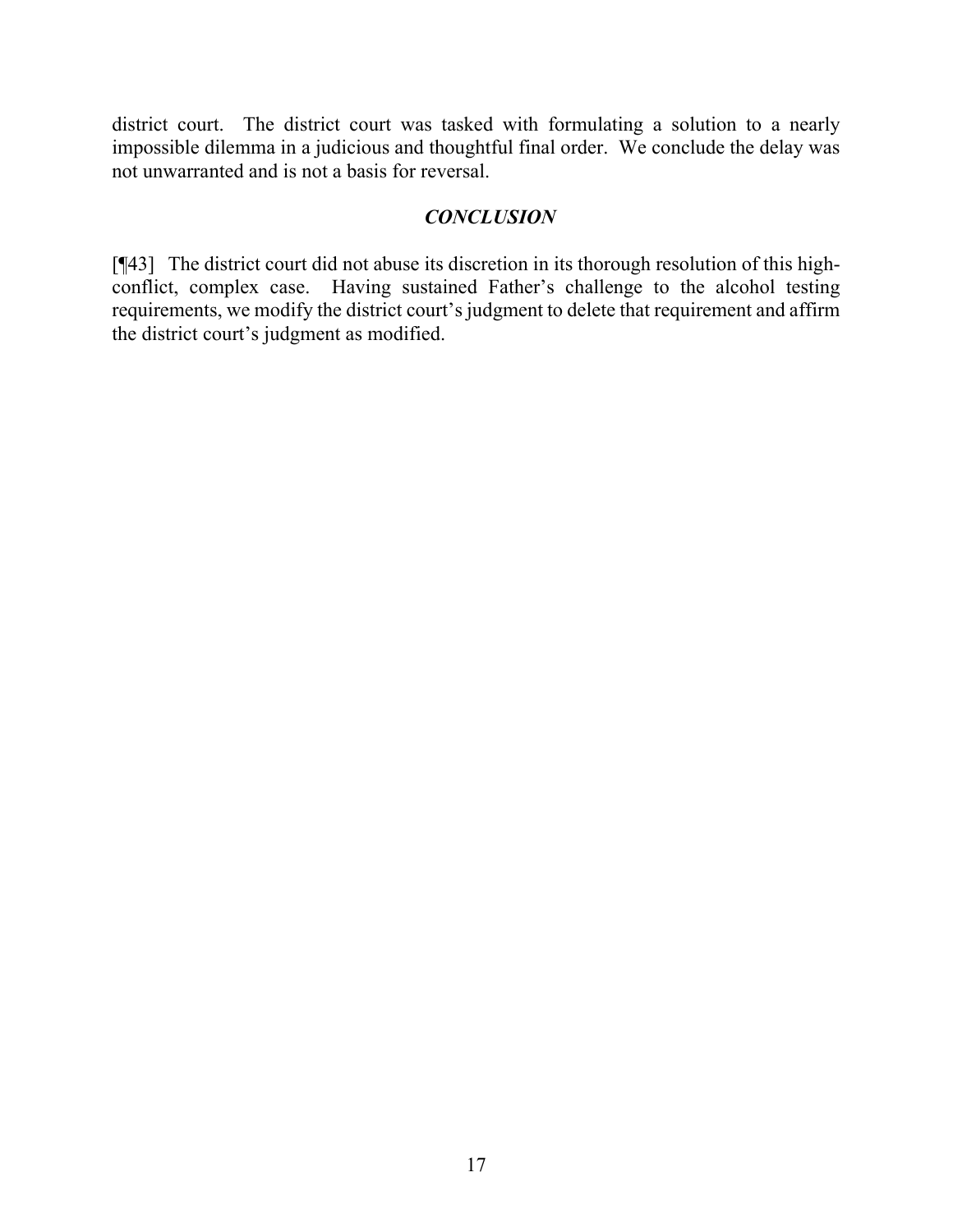district court. The district court was tasked with formulating a solution to a nearly impossible dilemma in a judicious and thoughtful final order. We conclude the delay was not unwarranted and is not a basis for reversal.

### ***CONCLUSION***

[¶43] The district court did not abuse its discretion in its thorough resolution of this high-conflict, complex case. Having sustained Father's challenge to the alcohol testing requirements, we modify the district court's judgment to delete that requirement and affirm the district court's judgment as modified.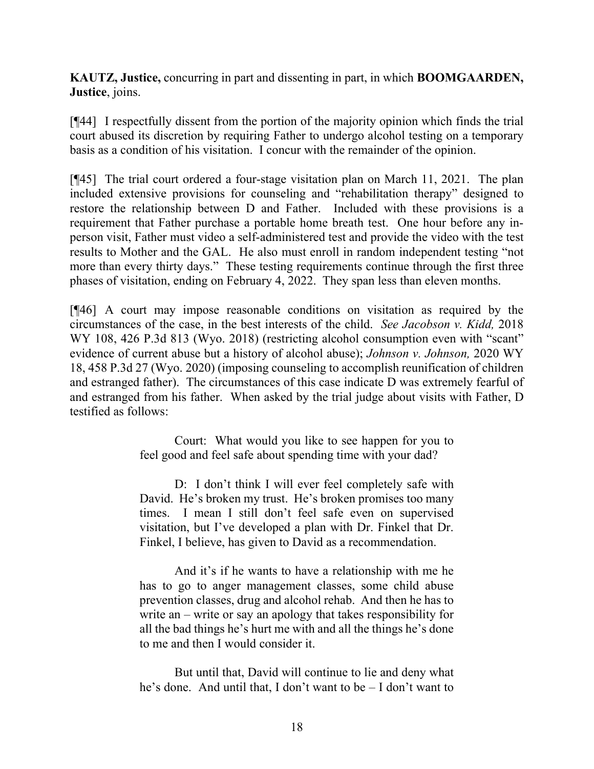**KAUTZ, Justice,** concurring in part and dissenting in part, in which **BOOMGAARDEN, Justice**, joins.

[¶44] I respectfully dissent from the portion of the majority opinion which finds the trial court abused its discretion by requiring Father to undergo alcohol testing on a temporary basis as a condition of his visitation. I concur with the remainder of the opinion.

[¶45] The trial court ordered a four-stage visitation plan on March 11, 2021. The plan included extensive provisions for counseling and "rehabilitation therapy" designed to restore the relationship between D and Father. Included with these provisions is a requirement that Father purchase a portable home breath test. One hour before any in-person visit, Father must video a self-administered test and provide the video with the test results to Mother and the GAL. He also must enroll in random independent testing "not more than every thirty days." These testing requirements continue through the first three phases of visitation, ending on February 4, 2022. They span less than eleven months.

[¶46] A court may impose reasonable conditions on visitation as required by the circumstances of the case, in the best interests of the child. *See Jacobson v. Kidd,* 2018 WY 108, 426 P.3d 813 (Wyo. 2018) (restricting alcohol consumption even with "scant" evidence of current abuse but a history of alcohol abuse); *Johnson v. Johnson,* 2020 WY 18, 458 P.3d 27 (Wyo. 2020) (imposing counseling to accomplish reunification of children and estranged father). The circumstances of this case indicate D was extremely fearful of and estranged from his father. When asked by the trial judge about visits with Father, D testified as follows:

> Court: What would you like to see happen for you to feel good and feel safe about spending time with your dad?
>
> D: I don't think I will ever feel completely safe with David. He's broken my trust. He's broken promises too many times. I mean I still don't feel safe even on supervised visitation, but I've developed a plan with Dr. Finkel that Dr. Finkel, I believe, has given to David as a recommendation.
>
> And it's if he wants to have a relationship with me he has to go to anger management classes, some child abuse prevention classes, drug and alcohol rehab. And then he has to write an – write or say an apology that takes responsibility for all the bad things he's hurt me with and all the things he's done to me and then I would consider it.
>
> But until that, David will continue to lie and deny what he's done. And until that, I don't want to be – I don't want to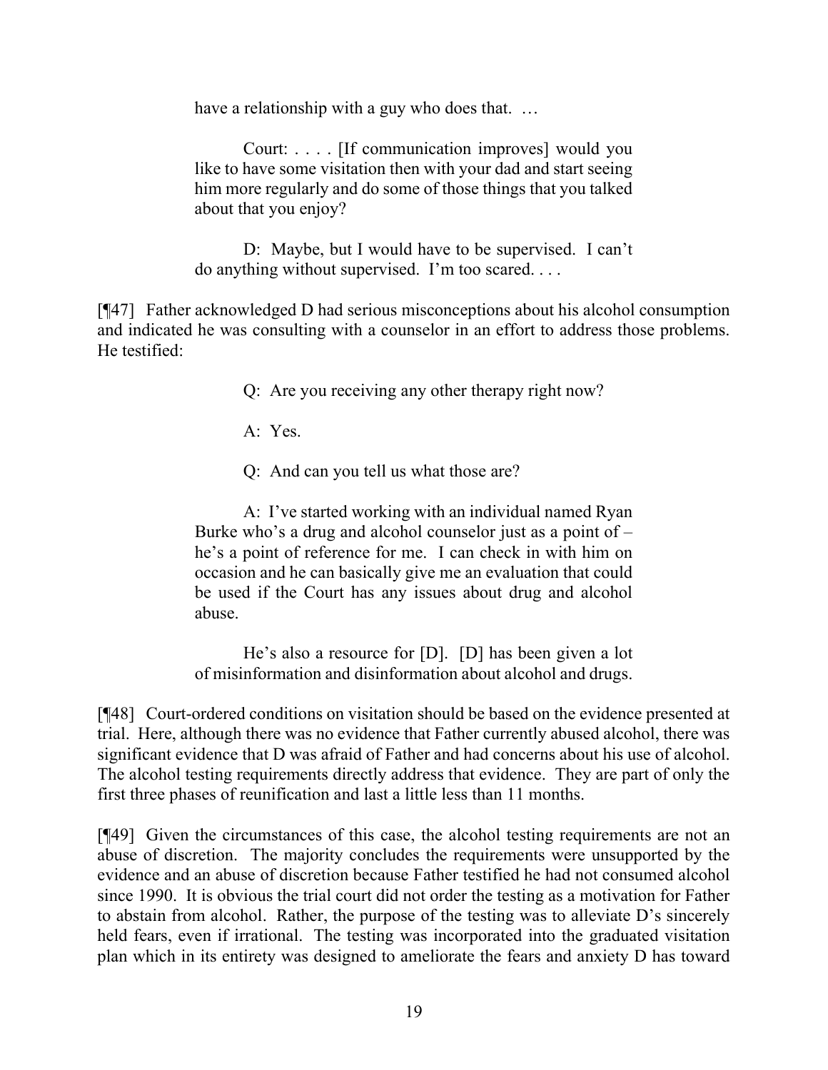> have a relationship with a guy who does that. …
>
> Court: . . . . [If communication improves] would you like to have some visitation then with your dad and start seeing him more regularly and do some of those things that you talked about that you enjoy?
>
> D: Maybe, but I would have to be supervised. I can't do anything without supervised. I'm too scared. . . .

[¶47] Father acknowledged D had serious misconceptions about his alcohol consumption and indicated he was consulting with a counselor in an effort to address those problems. He testified:

> Q: Are you receiving any other therapy right now?
>
> A: Yes.
>
> Q: And can you tell us what those are?
>
> A: I've started working with an individual named Ryan Burke who's a drug and alcohol counselor just as a point of – he's a point of reference for me. I can check in with him on occasion and he can basically give me an evaluation that could be used if the Court has any issues about drug and alcohol abuse.
>
> He's also a resource for [D]. [D] has been given a lot of misinformation and disinformation about alcohol and drugs.

[¶48] Court-ordered conditions on visitation should be based on the evidence presented at trial. Here, although there was no evidence that Father currently abused alcohol, there was significant evidence that D was afraid of Father and had concerns about his use of alcohol. The alcohol testing requirements directly address that evidence. They are part of only the first three phases of reunification and last a little less than 11 months.

[¶49] Given the circumstances of this case, the alcohol testing requirements are not an abuse of discretion. The majority concludes the requirements were unsupported by the evidence and an abuse of discretion because Father testified he had not consumed alcohol since 1990. It is obvious the trial court did not order the testing as a motivation for Father to abstain from alcohol. Rather, the purpose of the testing was to alleviate D's sincerely held fears, even if irrational. The testing was incorporated into the graduated visitation plan which in its entirety was designed to ameliorate the fears and anxiety D has toward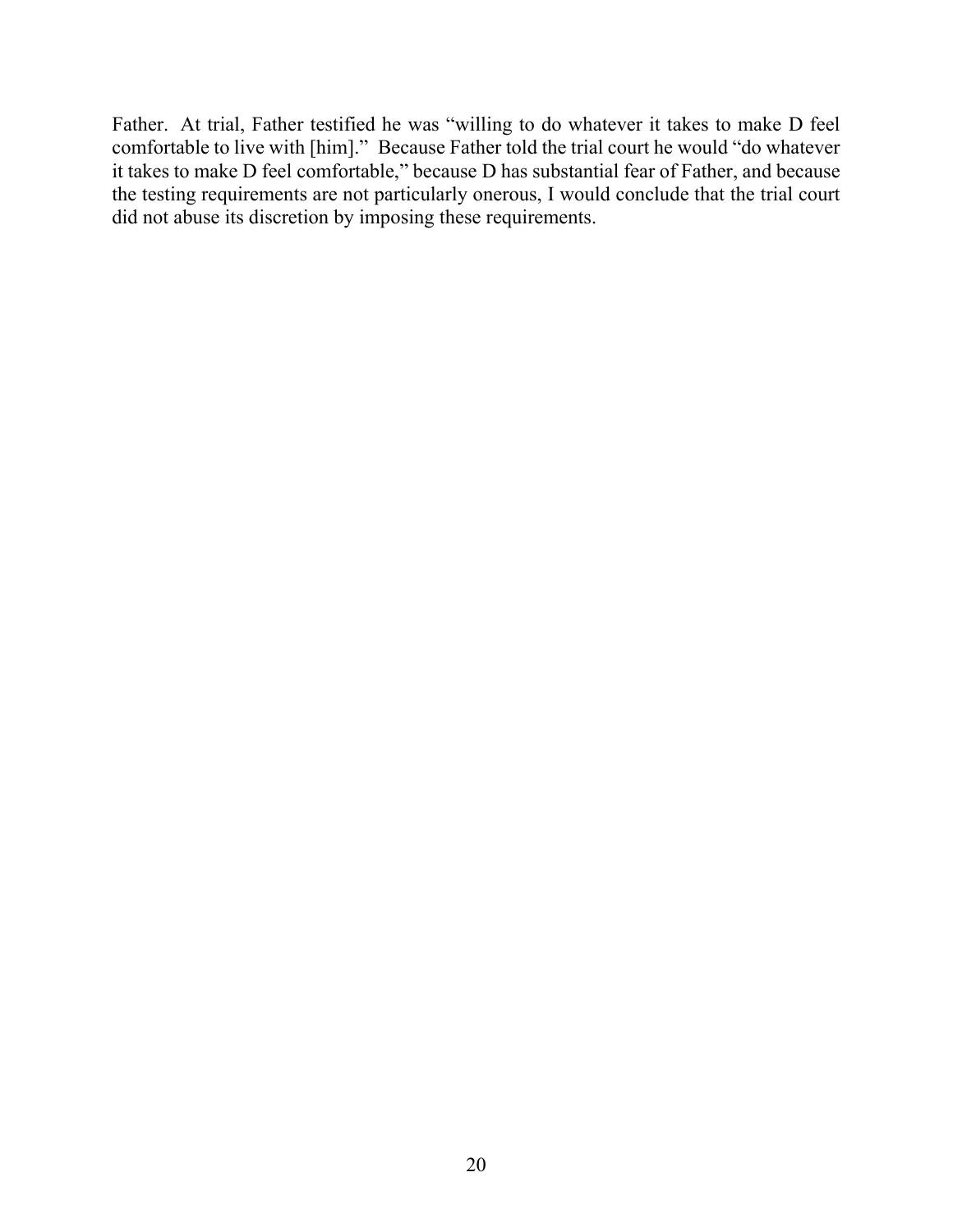Father. At trial, Father testified he was "willing to do whatever it takes to make D feel comfortable to live with [him]." Because Father told the trial court he would "do whatever it takes to make D feel comfortable," because D has substantial fear of Father, and because the testing requirements are not particularly onerous, I would conclude that the trial court did not abuse its discretion by imposing these requirements.